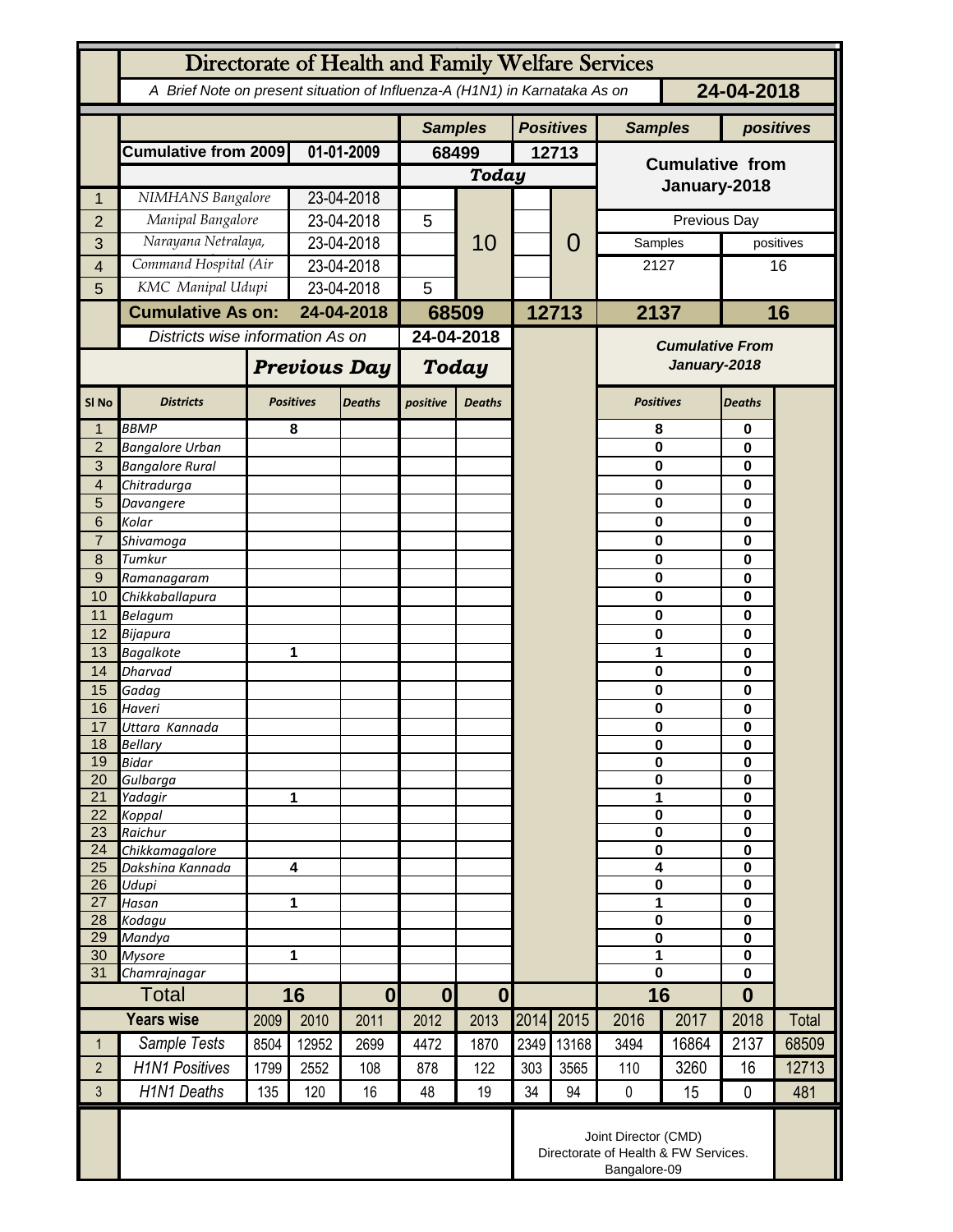# Directorate of Health and Family Welfare Services

*A Brief Note on present situation of Influenza-A (H1N1) in Karnataka As on* **24-04-2018**

| | | | Samples | | Positives | | Samples | positives |
|---|---|---|---|---|---|---|---|---|
| | **Cumulative from 2009** | **01-01-2009** | **68499** | | **12713** | | **Cumulative from January-2018** | |
| | | | **Today** | | | | | |
| 1 | NIMHANS Bangalore | 23-04-2018 | | 10 | | 0 | | |
| 2 | Manipal Bangalore | 23-04-2018 | 5 | | | | Previous Day | |
| 3 | Narayana Netralaya, | 23-04-2018 | | | | | Samples | positives |
| 4 | Command Hospital (Air | 23-04-2018 | | | | | 2127 | 16 |
| 5 | KMC Manipal Udupi | 23-04-2018 | 5 | | | | | |
| | **Cumulative As on:** | **24-04-2018** | **68509** | | **12713** | | **2137** | **16** |

*Districts wise information As on* **24-04-2018**

| Sl No | Districts | Previous Day Positives | Previous Day Deaths | Today positive | Today Deaths | Cumulative From January-2018 Positives | Cumulative From January-2018 Deaths |
|---|---|---|---|---|---|---|---|
| 1 | BBMP | 8 | | | | 8 | 0 |
| 2 | Bangalore Urban | | | | | 0 | 0 |
| 3 | Bangalore Rural | | | | | 0 | 0 |
| 4 | Chitradurga | | | | | 0 | 0 |
| 5 | Davangere | | | | | 0 | 0 |
| 6 | Kolar | | | | | 0 | 0 |
| 7 | Shivamoga | | | | | 0 | 0 |
| 8 | Tumkur | | | | | 0 | 0 |
| 9 | Ramanagaram | | | | | 0 | 0 |
| 10 | Chikkaballapura | | | | | 0 | 0 |
| 11 | Belagum | | | | | 0 | 0 |
| 12 | Bijapura | | | | | 0 | 0 |
| 13 | Bagalkote | 1 | | | | 1 | 0 |
| 14 | Dharvad | | | | | 0 | 0 |
| 15 | Gadag | | | | | 0 | 0 |
| 16 | Haveri | | | | | 0 | 0 |
| 17 | Uttara Kannada | | | | | 0 | 0 |
| 18 | Bellary | | | | | 0 | 0 |
| 19 | Bidar | | | | | 0 | 0 |
| 20 | Gulbarga | | | | | 0 | 0 |
| 21 | Yadagir | 1 | | | | 1 | 0 |
| 22 | Koppal | | | | | 0 | 0 |
| 23 | Raichur | | | | | 0 | 0 |
| 24 | Chikkamagalore | | | | | 0 | 0 |
| 25 | Dakshina Kannada | 4 | | | | 4 | 0 |
| 26 | Udupi | | | | | 0 | 0 |
| 27 | Hasan | 1 | | | | 1 | 0 |
| 28 | Kodagu | | | | | 0 | 0 |
| 29 | Mandya | | | | | 0 | 0 |
| 30 | Mysore | 1 | | | | 1 | 0 |
| 31 | Chamrajnagar | | | | | 0 | 0 |
| | **Total** | **16** | **0** | **0** | **0** | **16** | **0** |

| | Years wise | 2009 | 2010 | 2011 | 2012 | 2013 | 2014 | 2015 | 2016 | 2017 | 2018 | Total |
|---|---|---|---|---|---|---|---|---|---|---|---|---|
| 1 | Sample Tests | 8504 | 12952 | 2699 | 4472 | 1870 | 2349 | 13168 | 3494 | 16864 | 2137 | 68509 |
| 2 | H1N1 Positives | 1799 | 2552 | 108 | 878 | 122 | 303 | 3565 | 110 | 3260 | 16 | 12713 |
| 3 | H1N1 Deaths | 135 | 120 | 16 | 48 | 19 | 34 | 94 | 0 | 15 | 0 | 481 |

Joint Director (CMD)
Directorate of Health & FW Services.
Bangalore-09